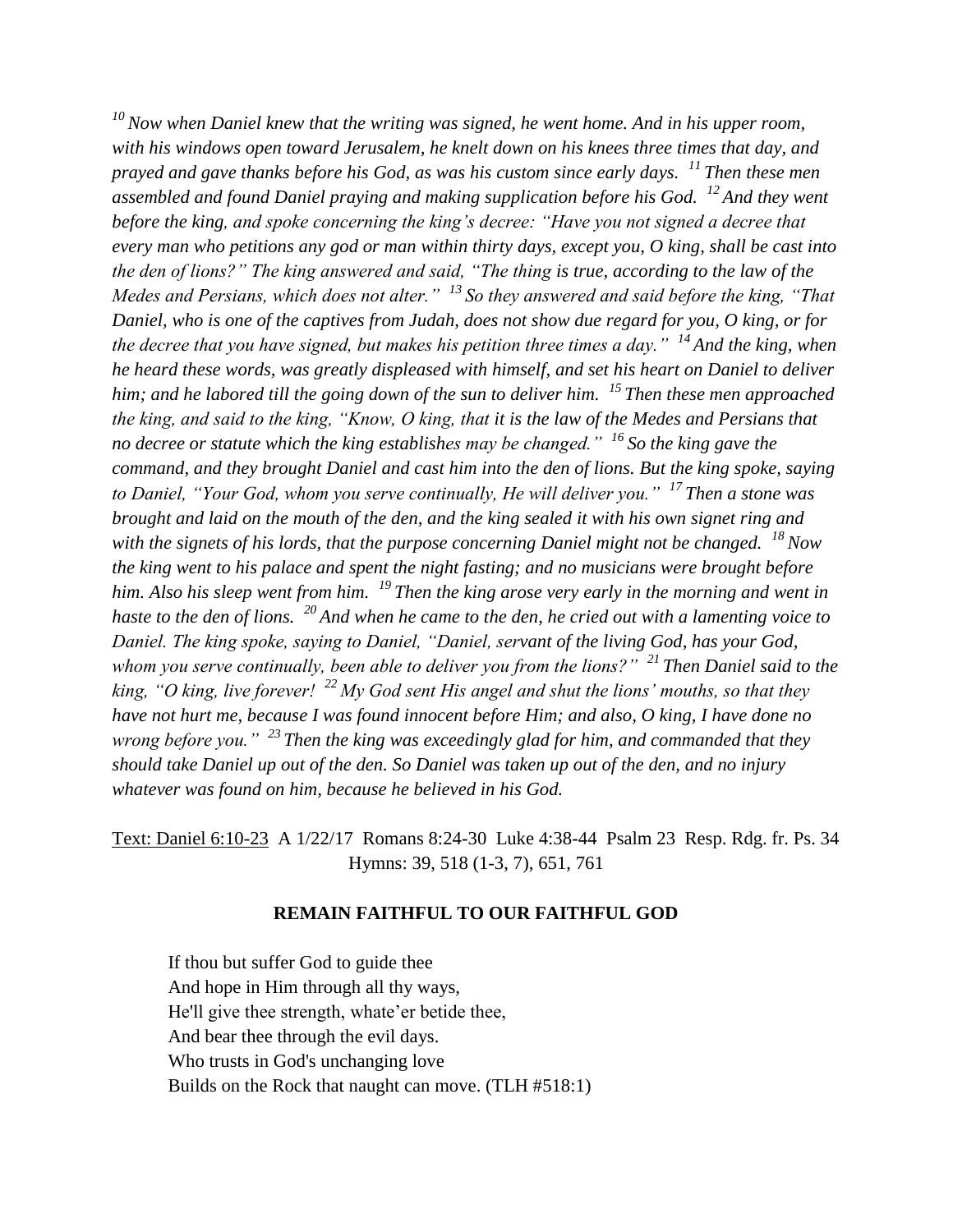*[10] Now when Daniel knew that the writing was signed, he went home. And in his upper room, with his windows open toward Jerusalem, he knelt down on his knees three times that day, and prayed and gave thanks before his God, as was his custom since early days. [11] Then these men assembled and found Daniel praying and making supplication before his God. [12] And they went before the king, and spoke concerning the king's decree: "Have you not signed a decree that every man who petitions any god or man within thirty days, except you, O king, shall be cast into the den of lions?" The king answered and said, "The thing is true, according to the law of the Medes and Persians, which does not alter." [13] So they answered and said before the king, "That Daniel, who is one of the captives from Judah, does not show due regard for you, O king, or for the decree that you have signed, but makes his petition three times a day." [14] And the king, when he heard these words, was greatly displeased with himself, and set his heart on Daniel to deliver him; and he labored till the going down of the sun to deliver him. [15] Then these men approached the king, and said to the king, "Know, O king, that it is the law of the Medes and Persians that no decree or statute which the king establishes may be changed." [16] So the king gave the command, and they brought Daniel and cast him into the den of lions. But the king spoke, saying to Daniel, "Your God, whom you serve continually, He will deliver you." [17] Then a stone was brought and laid on the mouth of the den, and the king sealed it with his own signet ring and with the signets of his lords, that the purpose concerning Daniel might not be changed. [18] Now the king went to his palace and spent the night fasting; and no musicians were brought before him. Also his sleep went from him. [19] Then the king arose very early in the morning and went in haste to the den of lions. [20] And when he came to the den, he cried out with a lamenting voice to Daniel. The king spoke, saying to Daniel, "Daniel, servant of the living God, has your God, whom you serve continually, been able to deliver you from the lions?" [21] Then Daniel said to the king, "O king, live forever! [22] My God sent His angel and shut the lions' mouths, so that they have not hurt me, because I was found innocent before Him; and also, O king, I have done no wrong before you." [23] Then the king was exceedingly glad for him, and commanded that they should take Daniel up out of the den. So Daniel was taken up out of the den, and no injury whatever was found on him, because he believed in his God.*

<u>Text: Daniel 6:10-23</u> A 1/22/17 Romans 8:24-30 Luke 4:38-44 Psalm 23 Resp. Rdg. fr. Ps. 34 Hymns: 39, 518 (1-3, 7), 651, 761

**REMAIN FAITHFUL TO OUR FAITHFUL GOD**

If thou but suffer God to guide thee
And hope in Him through all thy ways,
He'll give thee strength, whate'er betide thee,
And bear thee through the evil days.
Who trusts in God's unchanging love
Builds on the Rock that naught can move. (TLH #518:1)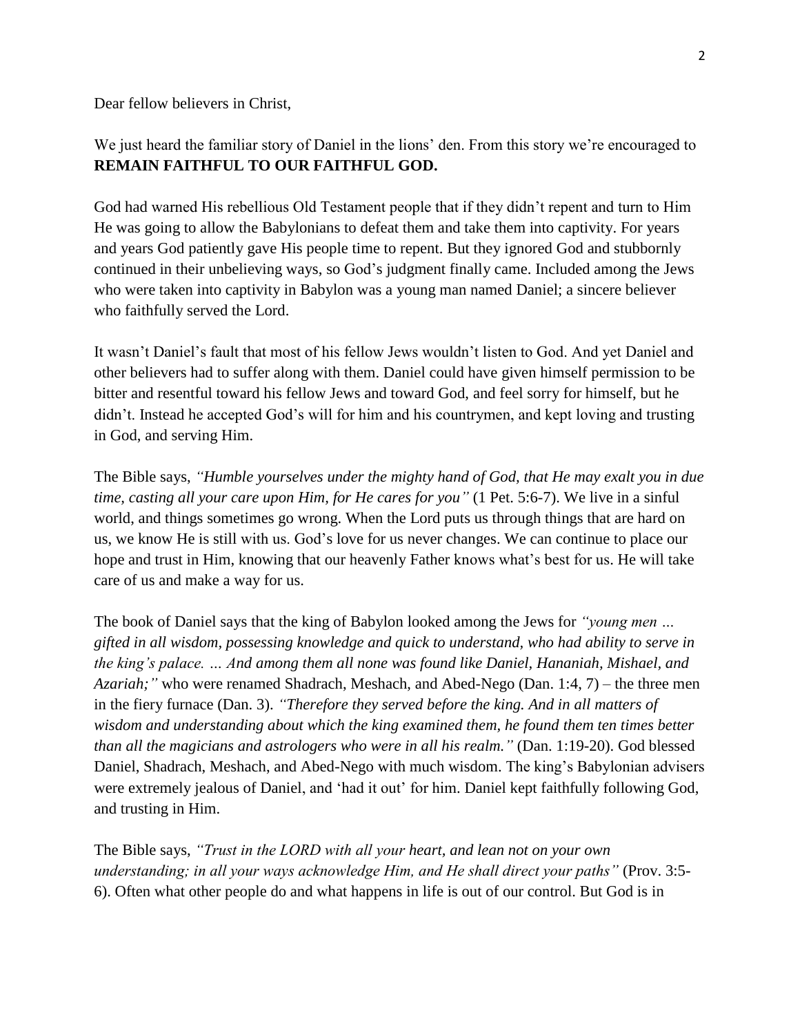Dear fellow believers in Christ,

We just heard the familiar story of Daniel in the lions' den. From this story we're encouraged to **REMAIN FAITHFUL TO OUR FAITHFUL GOD.**

God had warned His rebellious Old Testament people that if they didn't repent and turn to Him He was going to allow the Babylonians to defeat them and take them into captivity. For years and years God patiently gave His people time to repent. But they ignored God and stubbornly continued in their unbelieving ways, so God's judgment finally came. Included among the Jews who were taken into captivity in Babylon was a young man named Daniel; a sincere believer who faithfully served the Lord.

It wasn't Daniel's fault that most of his fellow Jews wouldn't listen to God. And yet Daniel and other believers had to suffer along with them. Daniel could have given himself permission to be bitter and resentful toward his fellow Jews and toward God, and feel sorry for himself, but he didn't. Instead he accepted God's will for him and his countrymen, and kept loving and trusting in God, and serving Him.

The Bible says, *"Humble yourselves under the mighty hand of God, that He may exalt you in due time, casting all your care upon Him, for He cares for you"* (1 Pet. 5:6-7). We live in a sinful world, and things sometimes go wrong. When the Lord puts us through things that are hard on us, we know He is still with us. God's love for us never changes. We can continue to place our hope and trust in Him, knowing that our heavenly Father knows what's best for us. He will take care of us and make a way for us.

The book of Daniel says that the king of Babylon looked among the Jews for *"young men … gifted in all wisdom, possessing knowledge and quick to understand, who had ability to serve in the king's palace. … And among them all none was found like Daniel, Hananiah, Mishael, and Azariah;"* who were renamed Shadrach, Meshach, and Abed-Nego (Dan. 1:4, 7) – the three men in the fiery furnace (Dan. 3). *"Therefore they served before the king. And in all matters of wisdom and understanding about which the king examined them, he found them ten times better than all the magicians and astrologers who were in all his realm."* (Dan. 1:19-20). God blessed Daniel, Shadrach, Meshach, and Abed-Nego with much wisdom. The king's Babylonian advisers were extremely jealous of Daniel, and 'had it out' for him. Daniel kept faithfully following God, and trusting in Him.

The Bible says, *"Trust in the LORD with all your heart, and lean not on your own understanding; in all your ways acknowledge Him, and He shall direct your paths"* (Prov. 3:5-6). Often what other people do and what happens in life is out of our control. But God is in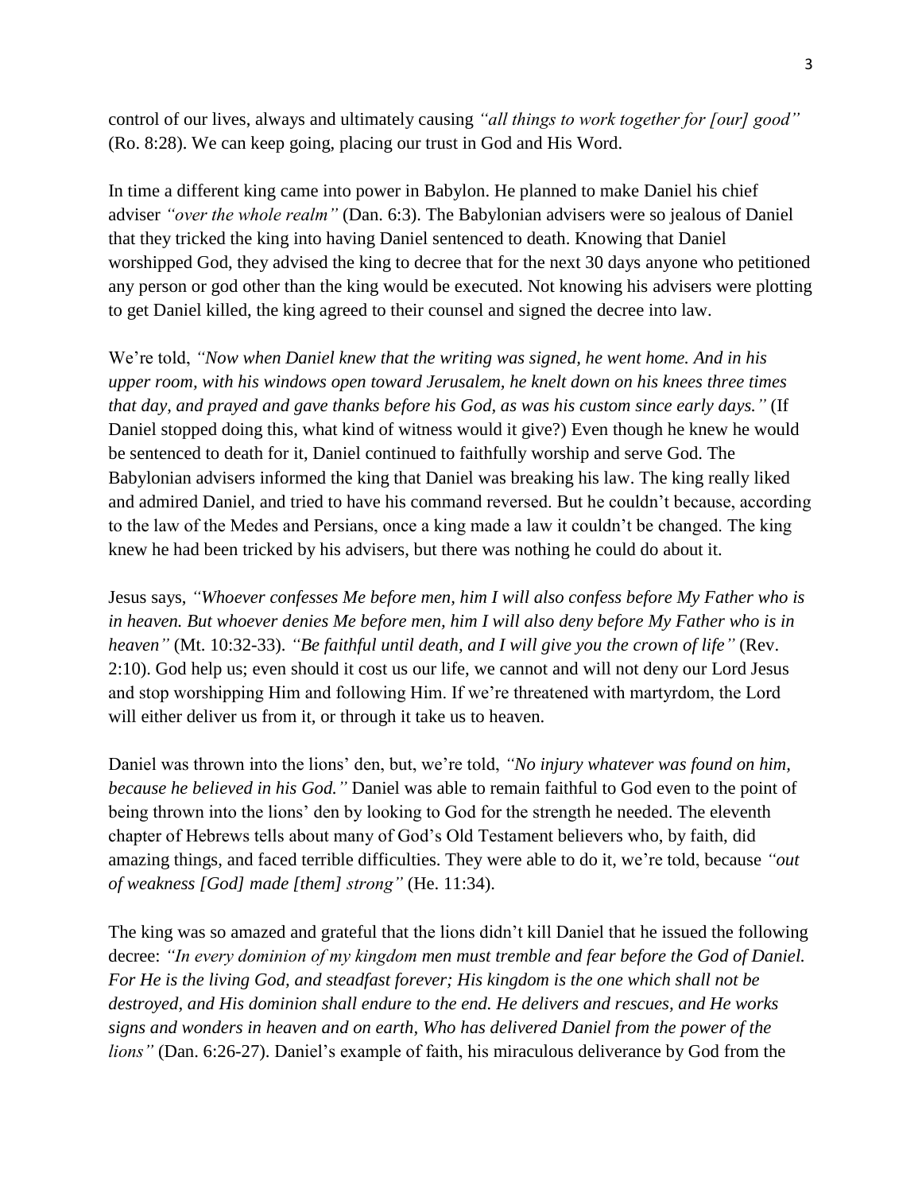control of our lives, always and ultimately causing *"all things to work together for [our] good"* (Ro. 8:28). We can keep going, placing our trust in God and His Word.

In time a different king came into power in Babylon. He planned to make Daniel his chief adviser *"over the whole realm"* (Dan. 6:3). The Babylonian advisers were so jealous of Daniel that they tricked the king into having Daniel sentenced to death. Knowing that Daniel worshipped God, they advised the king to decree that for the next 30 days anyone who petitioned any person or god other than the king would be executed. Not knowing his advisers were plotting to get Daniel killed, the king agreed to their counsel and signed the decree into law.

We're told, *"Now when Daniel knew that the writing was signed, he went home. And in his upper room, with his windows open toward Jerusalem, he knelt down on his knees three times that day, and prayed and gave thanks before his God, as was his custom since early days."* (If Daniel stopped doing this, what kind of witness would it give?) Even though he knew he would be sentenced to death for it, Daniel continued to faithfully worship and serve God. The Babylonian advisers informed the king that Daniel was breaking his law. The king really liked and admired Daniel, and tried to have his command reversed. But he couldn't because, according to the law of the Medes and Persians, once a king made a law it couldn't be changed. The king knew he had been tricked by his advisers, but there was nothing he could do about it.

Jesus says, *"Whoever confesses Me before men, him I will also confess before My Father who is in heaven. But whoever denies Me before men, him I will also deny before My Father who is in heaven"* (Mt. 10:32-33). *"Be faithful until death, and I will give you the crown of life"* (Rev. 2:10). God help us; even should it cost us our life, we cannot and will not deny our Lord Jesus and stop worshipping Him and following Him. If we're threatened with martyrdom, the Lord will either deliver us from it, or through it take us to heaven.

Daniel was thrown into the lions' den, but, we're told, *"No injury whatever was found on him, because he believed in his God."* Daniel was able to remain faithful to God even to the point of being thrown into the lions' den by looking to God for the strength he needed. The eleventh chapter of Hebrews tells about many of God's Old Testament believers who, by faith, did amazing things, and faced terrible difficulties. They were able to do it, we're told, because *"out of weakness [God] made [them] strong"* (He. 11:34).

The king was so amazed and grateful that the lions didn't kill Daniel that he issued the following decree: *"In every dominion of my kingdom men must tremble and fear before the God of Daniel. For He is the living God, and steadfast forever; His kingdom is the one which shall not be destroyed, and His dominion shall endure to the end. He delivers and rescues, and He works signs and wonders in heaven and on earth, Who has delivered Daniel from the power of the lions"* (Dan. 6:26-27). Daniel's example of faith, his miraculous deliverance by God from the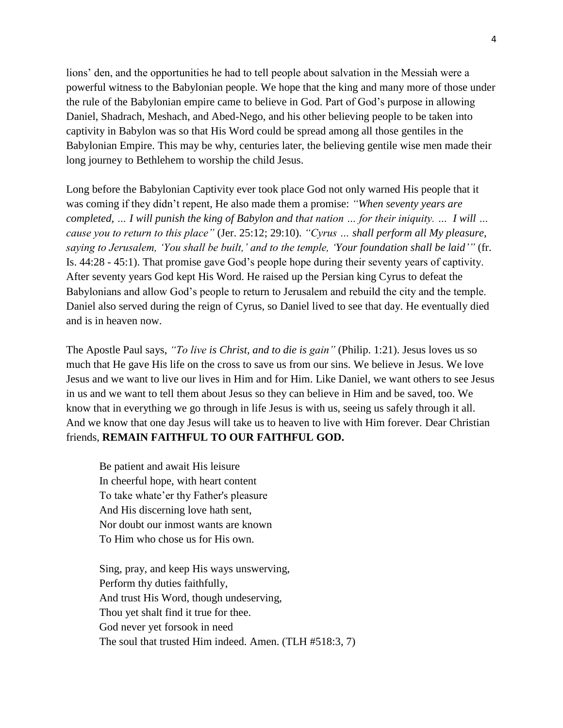lions' den, and the opportunities he had to tell people about salvation in the Messiah were a powerful witness to the Babylonian people. We hope that the king and many more of those under the rule of the Babylonian empire came to believe in God. Part of God's purpose in allowing Daniel, Shadrach, Meshach, and Abed-Nego, and his other believing people to be taken into captivity in Babylon was so that His Word could be spread among all those gentiles in the Babylonian Empire. This may be why, centuries later, the believing gentile wise men made their long journey to Bethlehem to worship the child Jesus.

Long before the Babylonian Captivity ever took place God not only warned His people that it was coming if they didn't repent, He also made them a promise: *"When seventy years are completed, … I will punish the king of Babylon and that nation … for their iniquity. … I will … cause you to return to this place"* (Jer. 25:12; 29:10). *"Cyrus … shall perform all My pleasure, saying to Jerusalem, 'You shall be built,' and to the temple, 'Your foundation shall be laid'"* (fr. Is. 44:28 - 45:1). That promise gave God's people hope during their seventy years of captivity. After seventy years God kept His Word. He raised up the Persian king Cyrus to defeat the Babylonians and allow God's people to return to Jerusalem and rebuild the city and the temple. Daniel also served during the reign of Cyrus, so Daniel lived to see that day. He eventually died and is in heaven now.

The Apostle Paul says, *"To live is Christ, and to die is gain"* (Philip. 1:21). Jesus loves us so much that He gave His life on the cross to save us from our sins. We believe in Jesus. We love Jesus and we want to live our lives in Him and for Him. Like Daniel, we want others to see Jesus in us and we want to tell them about Jesus so they can believe in Him and be saved, too. We know that in everything we go through in life Jesus is with us, seeing us safely through it all. And we know that one day Jesus will take us to heaven to live with Him forever. Dear Christian friends, **REMAIN FAITHFUL TO OUR FAITHFUL GOD.**

> Be patient and await His leisure
> In cheerful hope, with heart content
> To take whate'er thy Father's pleasure
> And His discerning love hath sent,
> Nor doubt our inmost wants are known
> To Him who chose us for His own.
>
> Sing, pray, and keep His ways unswerving,
> Perform thy duties faithfully,
> And trust His Word, though undeserving,
> Thou yet shalt find it true for thee.
> God never yet forsook in need
> The soul that trusted Him indeed. Amen. (TLH #518:3, 7)